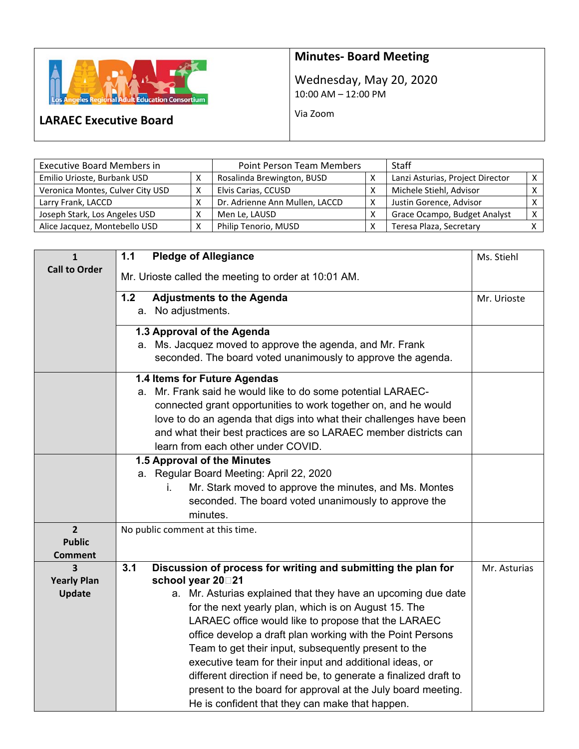# LARAEC Executive Board

## Minutes- Board Meeting

Wednesday, May 20, 2020
10:00 AM – 12:00 PM

Via Zoom

| Executive Board Members in | | Point Person Team Members | | Staff | |
|---|---|---|---|---|---|
| Emilio Urioste, Burbank USD | X | Rosalinda Brewington, BUSD | X | Lanzi Asturias, Project Director | X |
| Veronica Montes, Culver City USD | X | Elvis Carias, CCUSD | X | Michele Stiehl, Advisor | X |
| Larry Frank, LACCD | X | Dr. Adrienne Ann Mullen, LACCD | X | Justin Gorence, Advisor | X |
| Joseph Stark, Los Angeles USD | X | Men Le, LAUSD | X | Grace Ocampo, Budget Analyst | X |
| Alice Jacquez, Montebello USD | X | Philip Tenorio, MUSD | X | Teresa Plaza, Secretary | X |

| | | |
|---|---|---|
| **1 Call to Order** | **1.1 Pledge of Allegiance**<br><br>Mr. Urioste called the meeting to order at 10:01 AM. | Ms. Stiehl |
| | **1.2 Adjustments to the Agenda**<br>a. No adjustments. | Mr. Urioste |
| | **1.3 Approval of the Agenda**<br>a. Ms. Jacquez moved to approve the agenda, and Mr. Frank seconded. The board voted unanimously to approve the agenda. | |
| | **1.4 Items for Future Agendas**<br>a. Mr. Frank said he would like to do some potential LARAEC-connected grant opportunities to work together on, and he would love to do an agenda that digs into what their challenges have been and what their best practices are so LARAEC member districts can learn from each other under COVID. | |
| | **1.5 Approval of the Minutes**<br>a. Regular Board Meeting: April 22, 2020<br>i. Mr. Stark moved to approve the minutes, and Ms. Montes seconded. The board voted unanimously to approve the minutes. | |
| **2 Public Comment** | No public comment at this time. | |
| **3 Yearly Plan Update** | **3.1 Discussion of process for writing and submitting the plan for school year 20‐21**<br>a. Mr. Asturias explained that they have an upcoming due date for the next yearly plan, which is on August 15. The LARAEC office would like to propose that the LARAEC office develop a draft plan working with the Point Persons Team to get their input, subsequently present to the executive team for their input and additional ideas, or different direction if need be, to generate a finalized draft to present to the board for approval at the July board meeting. He is confident that they can make that happen. | Mr. Asturias |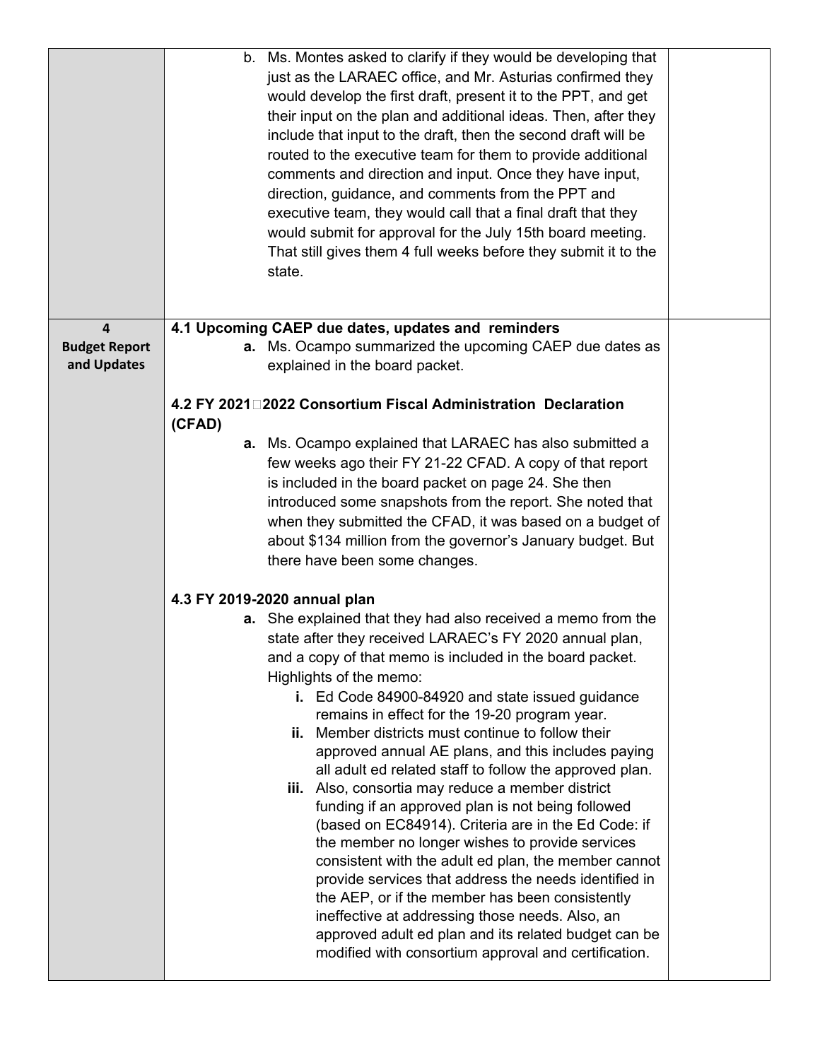| | | |
|---|---|---|
| | b. Ms. Montes asked to clarify if they would be developing that just as the LARAEC office, and Mr. Asturias confirmed they would develop the first draft, present it to the PPT, and get their input on the plan and additional ideas. Then, after they include that input to the draft, then the second draft will be routed to the executive team for them to provide additional comments and direction and input. Once they have input, direction, guidance, and comments from the PPT and executive team, they would call that a final draft that they would submit for approval for the July 15th board meeting. That still gives them 4 full weeks before they submit it to the state. | |
| **4**<br>**Budget Report and Updates** | **4.1 Upcoming CAEP due dates, updates and reminders**<br>**a.** Ms. Ocampo summarized the upcoming CAEP due dates as explained in the board packet.<br><br>**4.2 FY 2021□2022 Consortium Fiscal Administration Declaration (CFAD)**<br>**a.** Ms. Ocampo explained that LARAEC has also submitted a few weeks ago their FY 21-22 CFAD. A copy of that report is included in the board packet on page 24. She then introduced some snapshots from the report. She noted that when they submitted the CFAD, it was based on a budget of about $134 million from the governor's January budget. But there have been some changes.<br><br>**4.3 FY 2019-2020 annual plan**<br>**a.** She explained that they had also received a memo from the state after they received LARAEC's FY 2020 annual plan, and a copy of that memo is included in the board packet. Highlights of the memo:<br>**i.** Ed Code 84900-84920 and state issued guidance remains in effect for the 19-20 program year.<br>**ii.** Member districts must continue to follow their approved annual AE plans, and this includes paying all adult ed related staff to follow the approved plan.<br>**iii.** Also, consortia may reduce a member district funding if an approved plan is not being followed (based on EC84914). Criteria are in the Ed Code: if the member no longer wishes to provide services consistent with the adult ed plan, the member cannot provide services that address the needs identified in the AEP, or if the member has been consistently ineffective at addressing those needs. Also, an approved adult ed plan and its related budget can be modified with consortium approval and certification. | |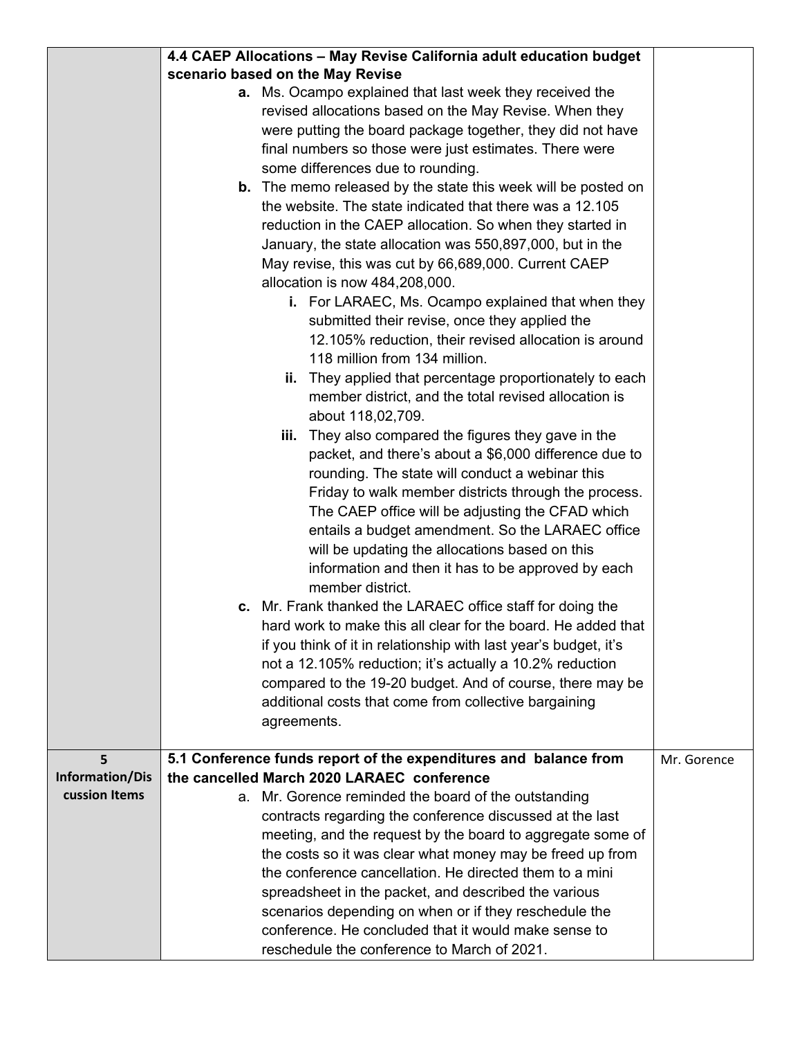| | | |
|---|---|---|
| | **4.4 CAEP Allocations – May Revise California adult education budget scenario based on the May Revise**<br>**a.** Ms. Ocampo explained that last week they received the revised allocations based on the May Revise. When they were putting the board package together, they did not have final numbers so those were just estimates. There were some differences due to rounding.<br>**b.** The memo released by the state this week will be posted on the website. The state indicated that there was a 12.105 reduction in the CAEP allocation. So when they started in January, the state allocation was 550,897,000, but in the May revise, this was cut by 66,689,000. Current CAEP allocation is now 484,208,000.<br>**i.** For LARAEC, Ms. Ocampo explained that when they submitted their revise, once they applied the 12.105% reduction, their revised allocation is around 118 million from 134 million.<br>**ii.** They applied that percentage proportionately to each member district, and the total revised allocation is about 118,02,709.<br>**iii.** They also compared the figures they gave in the packet, and there's about a $6,000 difference due to rounding. The state will conduct a webinar this Friday to walk member districts through the process. The CAEP office will be adjusting the CFAD which entails a budget amendment. So the LARAEC office will be updating the allocations based on this information and then it has to be approved by each member district.<br>**c.** Mr. Frank thanked the LARAEC office staff for doing the hard work to make this all clear for the board. He added that if you think of it in relationship with last year's budget, it's not a 12.105% reduction; it's actually a 10.2% reduction compared to the 19-20 budget. And of course, there may be additional costs that come from collective bargaining agreements. | |
| **5 Information/Discussion Items** | **5.1 Conference funds report of the expenditures and balance from the cancelled March 2020 LARAEC conference**<br>a. Mr. Gorence reminded the board of the outstanding contracts regarding the conference discussed at the last meeting, and the request by the board to aggregate some of the costs so it was clear what money may be freed up from the conference cancellation. He directed them to a mini spreadsheet in the packet, and described the various scenarios depending on when or if they reschedule the conference. He concluded that it would make sense to reschedule the conference to March of 2021. | Mr. Gorence |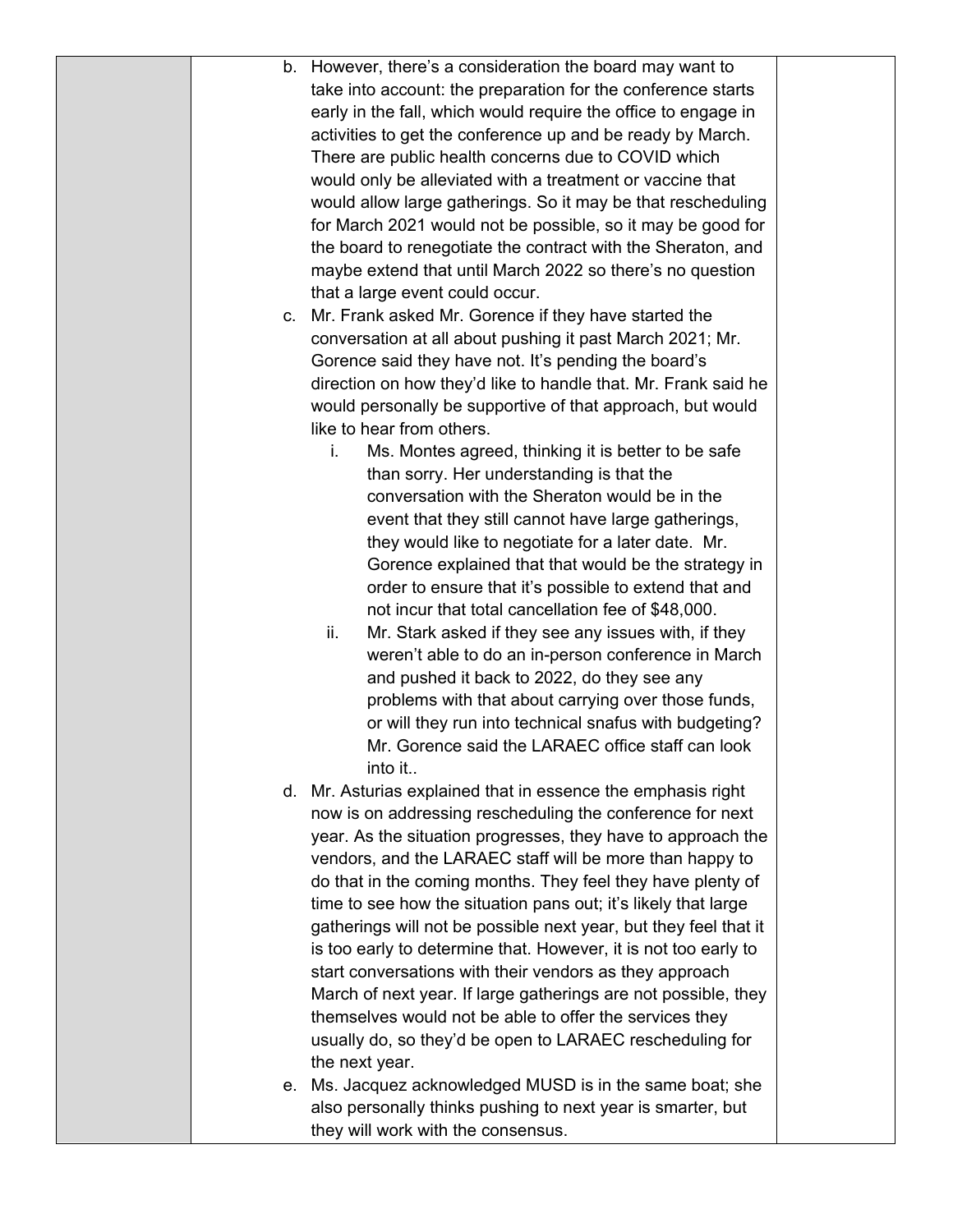b. However, there's a consideration the board may want to take into account: the preparation for the conference starts early in the fall, which would require the office to engage in activities to get the conference up and be ready by March. There are public health concerns due to COVID which would only be alleviated with a treatment or vaccine that would allow large gatherings. So it may be that rescheduling for March 2021 would not be possible, so it may be good for the board to renegotiate the contract with the Sheraton, and maybe extend that until March 2022 so there's no question that a large event could occur.

c. Mr. Frank asked Mr. Gorence if they have started the conversation at all about pushing it past March 2021; Mr. Gorence said they have not. It's pending the board's direction on how they'd like to handle that. Mr. Frank said he would personally be supportive of that approach, but would like to hear from others.

   i. Ms. Montes agreed, thinking it is better to be safe than sorry. Her understanding is that the conversation with the Sheraton would be in the event that they still cannot have large gatherings, they would like to negotiate for a later date. Mr. Gorence explained that that would be the strategy in order to ensure that it's possible to extend that and not incur that total cancellation fee of $48,000.

   ii. Mr. Stark asked if they see any issues with, if they weren't able to do an in-person conference in March and pushed it back to 2022, do they see any problems with that about carrying over those funds, or will they run into technical snafus with budgeting? Mr. Gorence said the LARAEC office staff can look into it..

d. Mr. Asturias explained that in essence the emphasis right now is on addressing rescheduling the conference for next year. As the situation progresses, they have to approach the vendors, and the LARAEC staff will be more than happy to do that in the coming months. They feel they have plenty of time to see how the situation pans out; it's likely that large gatherings will not be possible next year, but they feel that it is too early to determine that. However, it is not too early to start conversations with their vendors as they approach March of next year. If large gatherings are not possible, they themselves would not be able to offer the services they usually do, so they'd be open to LARAEC rescheduling for the next year.

e. Ms. Jacquez acknowledged MUSD is in the same boat; she also personally thinks pushing to next year is smarter, but they will work with the consensus.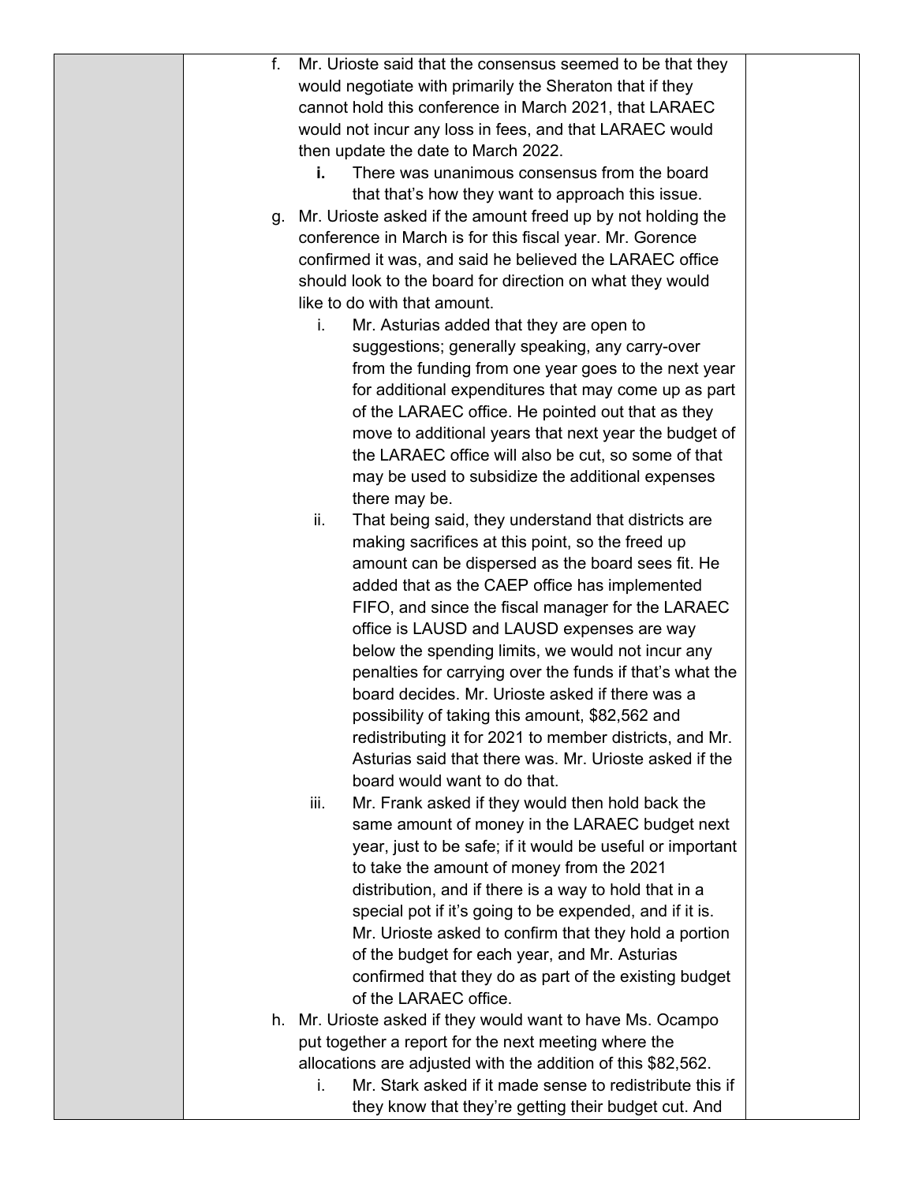f. Mr. Urioste said that the consensus seemed to be that they would negotiate with primarily the Sheraton that if they cannot hold this conference in March 2021, that LARAEC would not incur any loss in fees, and that LARAEC would then update the date to March 2022.
   **i.** There was unanimous consensus from the board that that's how they want to approach this issue.

g. Mr. Urioste asked if the amount freed up by not holding the conference in March is for this fiscal year. Mr. Gorence confirmed it was, and said he believed the LARAEC office should look to the board for direction on what they would like to do with that amount.
   i. Mr. Asturias added that they are open to suggestions; generally speaking, any carry-over from the funding from one year goes to the next year for additional expenditures that may come up as part of the LARAEC office. He pointed out that as they move to additional years that next year the budget of the LARAEC office will also be cut, so some of that may be used to subsidize the additional expenses there may be.
   ii. That being said, they understand that districts are making sacrifices at this point, so the freed up amount can be dispersed as the board sees fit. He added that as the CAEP office has implemented FIFO, and since the fiscal manager for the LARAEC office is LAUSD and LAUSD expenses are way below the spending limits, we would not incur any penalties for carrying over the funds if that's what the board decides. Mr. Urioste asked if there was a possibility of taking this amount, $82,562 and redistributing it for 2021 to member districts, and Mr. Asturias said that there was. Mr. Urioste asked if the board would want to do that.
   iii. Mr. Frank asked if they would then hold back the same amount of money in the LARAEC budget next year, just to be safe; if it would be useful or important to take the amount of money from the 2021 distribution, and if there is a way to hold that in a special pot if it's going to be expended, and if it is. Mr. Urioste asked to confirm that they hold a portion of the budget for each year, and Mr. Asturias confirmed that they do as part of the existing budget of the LARAEC office.

h. Mr. Urioste asked if they would want to have Ms. Ocampo put together a report for the next meeting where the allocations are adjusted with the addition of this $82,562.
   i. Mr. Stark asked if it made sense to redistribute this if they know that they're getting their budget cut. And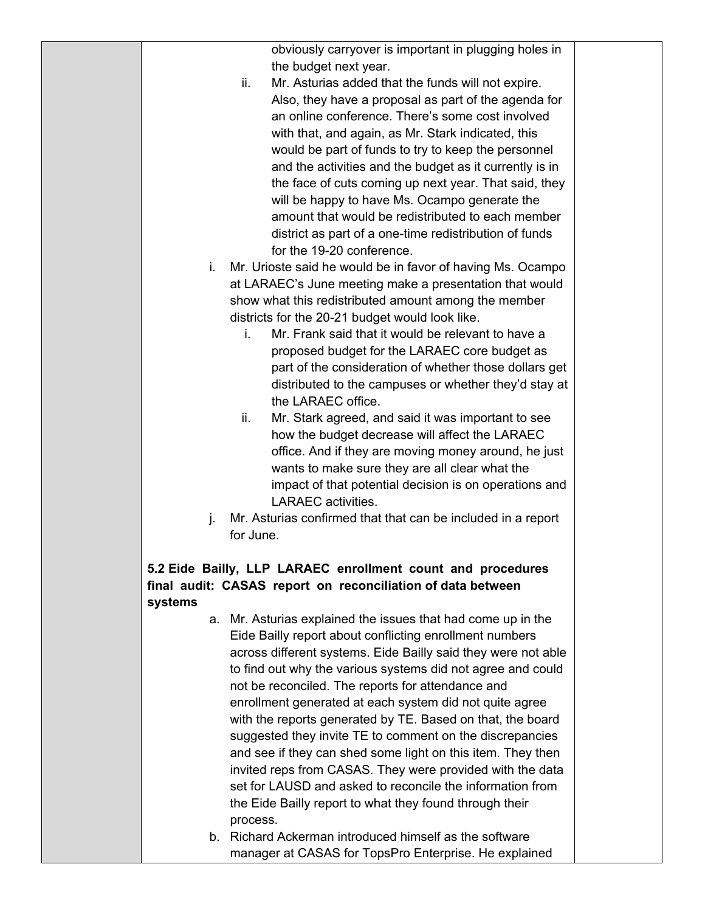obviously carryover is important in plugging holes in the budget next year.

   ii. Mr. Asturias added that the funds will not expire. Also, they have a proposal as part of the agenda for an online conference. There's some cost involved with that, and again, as Mr. Stark indicated, this would be part of funds to try to keep the personnel and the activities and the budget as it currently is in the face of cuts coming up next year. That said, they will be happy to have Ms. Ocampo generate the amount that would be redistributed to each member district as part of a one-time redistribution of funds for the 19-20 conference.

i. Mr. Urioste said he would be in favor of having Ms. Ocampo at LARAEC's June meeting make a presentation that would show what this redistributed amount among the member districts for the 20-21 budget would look like.

   i. Mr. Frank said that it would be relevant to have a proposed budget for the LARAEC core budget as part of the consideration of whether those dollars get distributed to the campuses or whether they'd stay at the LARAEC office.

   ii. Mr. Stark agreed, and said it was important to see how the budget decrease will affect the LARAEC office. And if they are moving money around, he just wants to make sure they are all clear what the impact of that potential decision is on operations and LARAEC activities.

j. Mr. Asturias confirmed that that can be included in a report for June.

**5.2 Eide Bailly, LLP LARAEC enrollment count and procedures final audit: CASAS report on reconciliation of data between systems**

a. Mr. Asturias explained the issues that had come up in the Eide Bailly report about conflicting enrollment numbers across different systems. Eide Bailly said they were not able to find out why the various systems did not agree and could not be reconciled. The reports for attendance and enrollment generated at each system did not quite agree with the reports generated by TE. Based on that, the board suggested they invite TE to comment on the discrepancies and see if they can shed some light on this item. They then invited reps from CASAS. They were provided with the data set for LAUSD and asked to reconcile the information from the Eide Bailly report to what they found through their process.

b. Richard Ackerman introduced himself as the software manager at CASAS for TopsPro Enterprise. He explained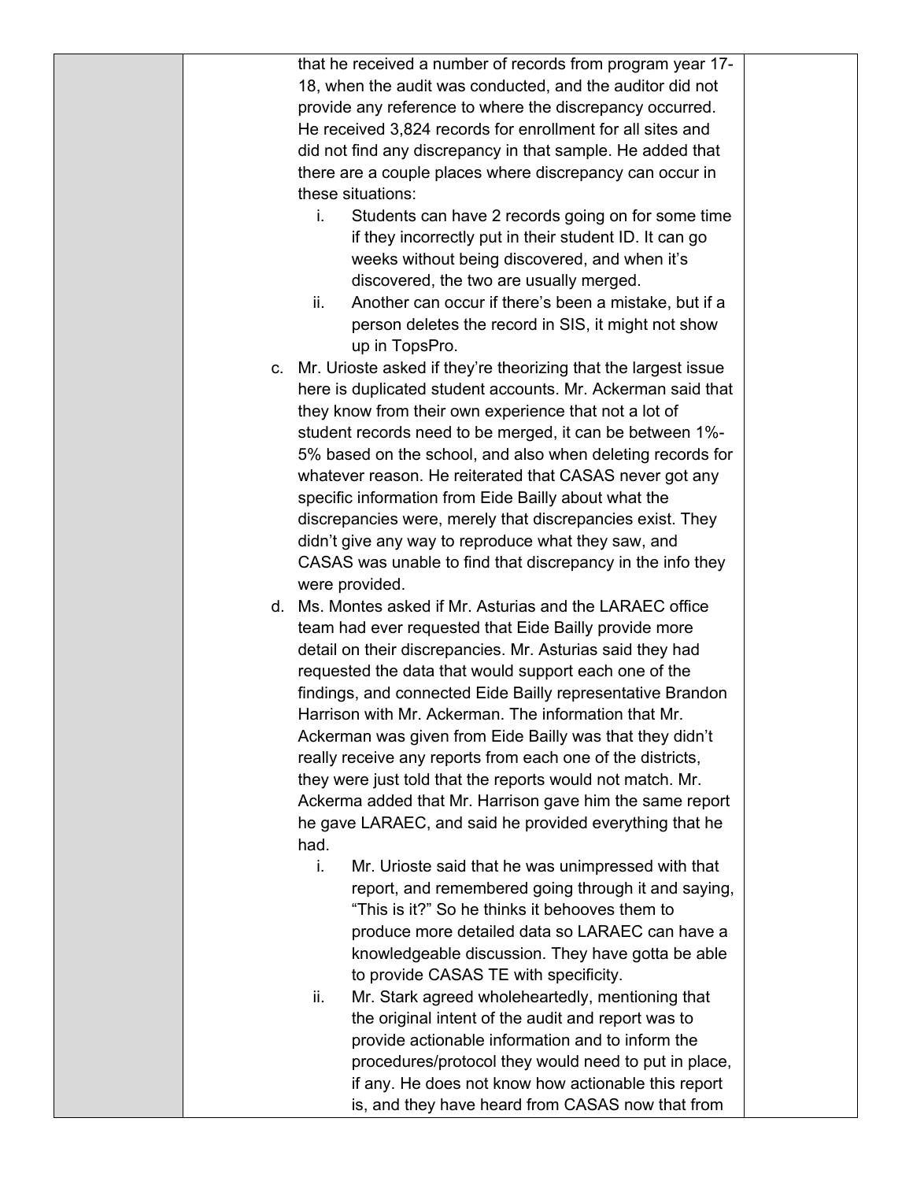that he received a number of records from program year 17-18, when the audit was conducted, and the auditor did not provide any reference to where the discrepancy occurred. He received 3,824 records for enrollment for all sites and did not find any discrepancy in that sample. He added that there are a couple places where discrepancy can occur in these situations:

   i. Students can have 2 records going on for some time if they incorrectly put in their student ID. It can go weeks without being discovered, and when it's discovered, the two are usually merged.
   ii. Another can occur if there's been a mistake, but if a person deletes the record in SIS, it might not show up in TopsPro.

c. Mr. Urioste asked if they're theorizing that the largest issue here is duplicated student accounts. Mr. Ackerman said that they know from their own experience that not a lot of student records need to be merged, it can be between 1%-5% based on the school, and also when deleting records for whatever reason. He reiterated that CASAS never got any specific information from Eide Bailly about what the discrepancies were, merely that discrepancies exist. They didn't give any way to reproduce what they saw, and CASAS was unable to find that discrepancy in the info they were provided.

d. Ms. Montes asked if Mr. Asturias and the LARAEC office team had ever requested that Eide Bailly provide more detail on their discrepancies. Mr. Asturias said they had requested the data that would support each one of the findings, and connected Eide Bailly representative Brandon Harrison with Mr. Ackerman. The information that Mr. Ackerman was given from Eide Bailly was that they didn't really receive any reports from each one of the districts, they were just told that the reports would not match. Mr. Ackerma added that Mr. Harrison gave him the same report he gave LARAEC, and said he provided everything that he had.

   i. Mr. Urioste said that he was unimpressed with that report, and remembered going through it and saying, "This is it?" So he thinks it behooves them to produce more detailed data so LARAEC can have a knowledgeable discussion. They have gotta be able to provide CASAS TE with specificity.
   ii. Mr. Stark agreed wholeheartedly, mentioning that the original intent of the audit and report was to provide actionable information and to inform the procedures/protocol they would need to put in place, if any. He does not know how actionable this report is, and they have heard from CASAS now that from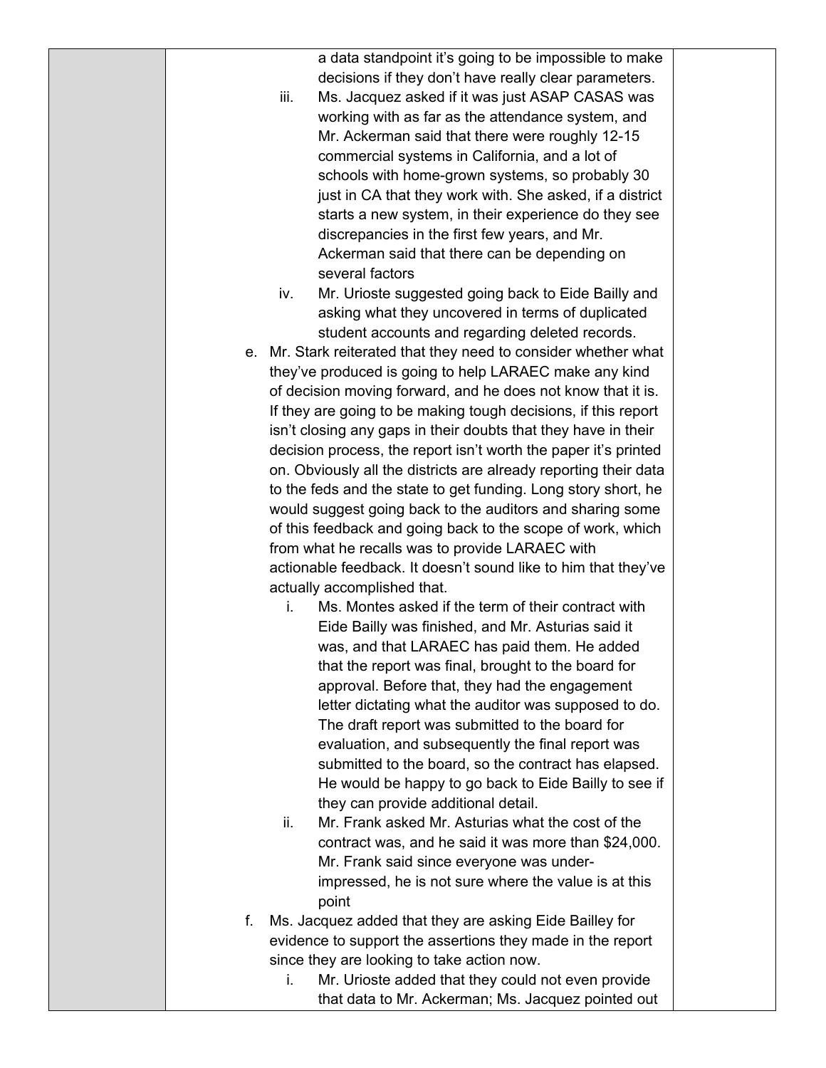a data standpoint it's going to be impossible to make decisions if they don't have really clear parameters.

   iii. Ms. Jacquez asked if it was just ASAP CASAS was working with as far as the attendance system, and Mr. Ackerman said that there were roughly 12-15 commercial systems in California, and a lot of schools with home-grown systems, so probably 30 just in CA that they work with. She asked, if a district starts a new system, in their experience do they see discrepancies in the first few years, and Mr. Ackerman said that there can be depending on several factors

   iv. Mr. Urioste suggested going back to Eide Bailly and asking what they uncovered in terms of duplicated student accounts and regarding deleted records.

e. Mr. Stark reiterated that they need to consider whether what they've produced is going to help LARAEC make any kind of decision moving forward, and he does not know that it is. If they are going to be making tough decisions, if this report isn't closing any gaps in their doubts that they have in their decision process, the report isn't worth the paper it's printed on. Obviously all the districts are already reporting their data to the feds and the state to get funding. Long story short, he would suggest going back to the auditors and sharing some of this feedback and going back to the scope of work, which from what he recalls was to provide LARAEC with actionable feedback. It doesn't sound like to him that they've actually accomplished that.

   i. Ms. Montes asked if the term of their contract with Eide Bailly was finished, and Mr. Asturias said it was, and that LARAEC has paid them. He added that the report was final, brought to the board for approval. Before that, they had the engagement letter dictating what the auditor was supposed to do. The draft report was submitted to the board for evaluation, and subsequently the final report was submitted to the board, so the contract has elapsed. He would be happy to go back to Eide Bailly to see if they can provide additional detail.

   ii. Mr. Frank asked Mr. Asturias what the cost of the contract was, and he said it was more than $24,000. Mr. Frank said since everyone was under-impressed, he is not sure where the value is at this point

f. Ms. Jacquez added that they are asking Eide Bailley for evidence to support the assertions they made in the report since they are looking to take action now.

   i. Mr. Urioste added that they could not even provide that data to Mr. Ackerman; Ms. Jacquez pointed out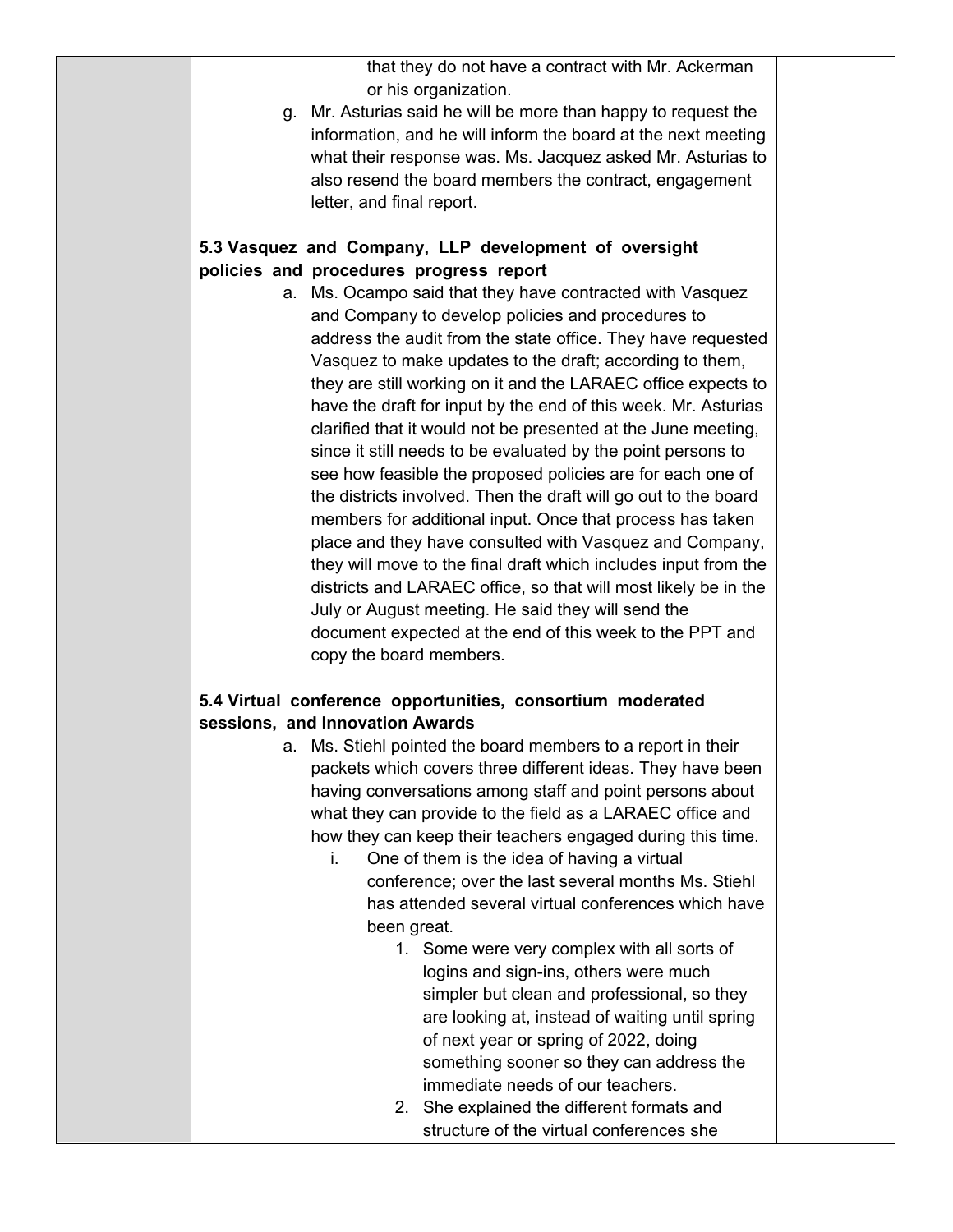that they do not have a contract with Mr. Ackerman or his organization.

g. Mr. Asturias said he will be more than happy to request the information, and he will inform the board at the next meeting what their response was. Ms. Jacquez asked Mr. Asturias to also resend the board members the contract, engagement letter, and final report.

**5.3 Vasquez and Company, LLP development of oversight policies and procedures progress report**

a. Ms. Ocampo said that they have contracted with Vasquez and Company to develop policies and procedures to address the audit from the state office. They have requested Vasquez to make updates to the draft; according to them, they are still working on it and the LARAEC office expects to have the draft for input by the end of this week. Mr. Asturias clarified that it would not be presented at the June meeting, since it still needs to be evaluated by the point persons to see how feasible the proposed policies are for each one of the districts involved. Then the draft will go out to the board members for additional input. Once that process has taken place and they have consulted with Vasquez and Company, they will move to the final draft which includes input from the districts and LARAEC office, so that will most likely be in the July or August meeting. He said they will send the document expected at the end of this week to the PPT and copy the board members.

**5.4 Virtual conference opportunities, consortium moderated sessions, and Innovation Awards**

a. Ms. Stiehl pointed the board members to a report in their packets which covers three different ideas. They have been having conversations among staff and point persons about what they can provide to the field as a LARAEC office and how they can keep their teachers engaged during this time.
    i. One of them is the idea of having a virtual conference; over the last several months Ms. Stiehl has attended several virtual conferences which have been great.
        1. Some were very complex with all sorts of logins and sign-ins, others were much simpler but clean and professional, so they are looking at, instead of waiting until spring of next year or spring of 2022, doing something sooner so they can address the immediate needs of our teachers.
        2. She explained the different formats and structure of the virtual conferences she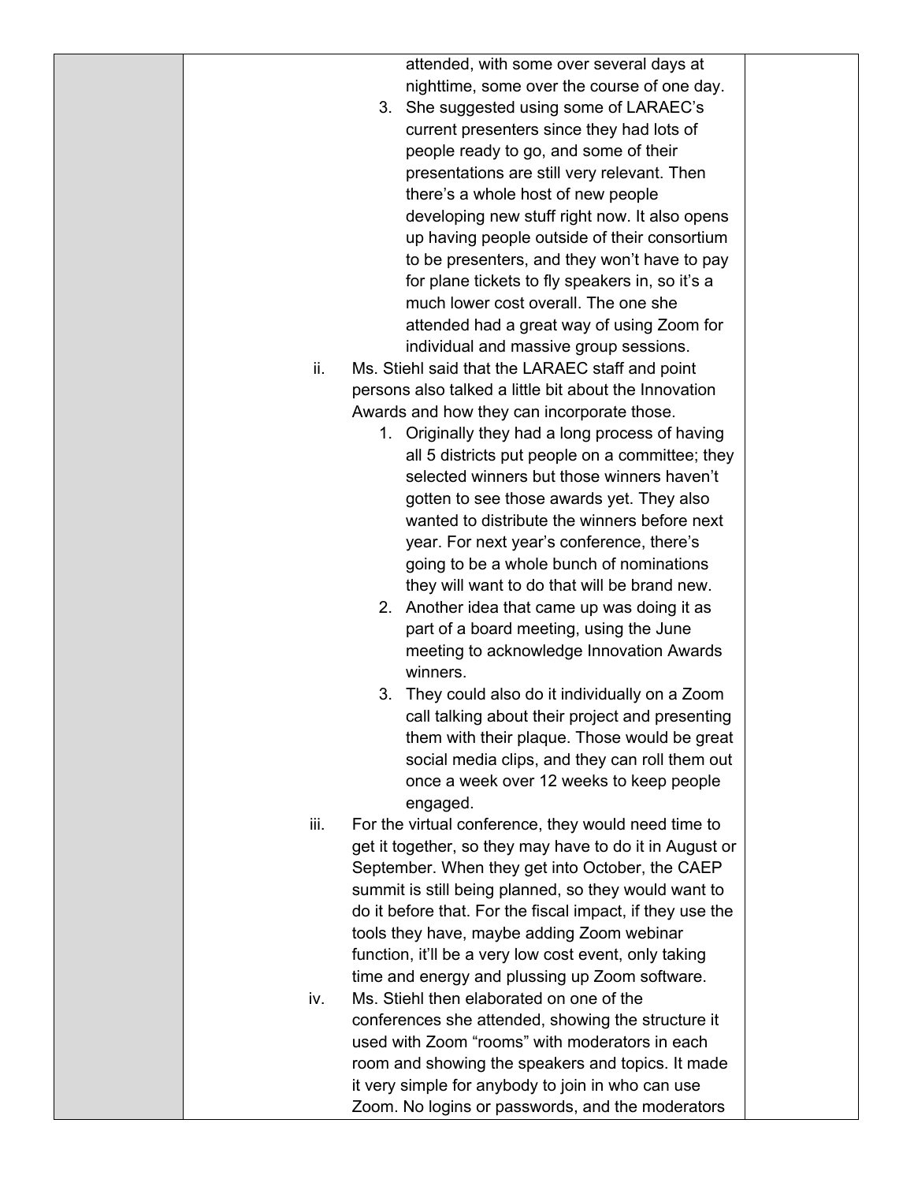| | | |
|---|---|---|
| | attended, with some over several days at nighttime, some over the course of one day.<br>3. She suggested using some of LARAEC's current presenters since they had lots of people ready to go, and some of their presentations are still very relevant. Then there's a whole host of new people developing new stuff right now. It also opens up having people outside of their consortium to be presenters, and they won't have to pay for plane tickets to fly speakers in, so it's a much lower cost overall. The one she attended had a great way of using Zoom for individual and massive group sessions.<br>ii. Ms. Stiehl said that the LARAEC staff and point persons also talked a little bit about the Innovation Awards and how they can incorporate those.<br>1. Originally they had a long process of having all 5 districts put people on a committee; they selected winners but those winners haven't gotten to see those awards yet. They also wanted to distribute the winners before next year. For next year's conference, there's going to be a whole bunch of nominations they will want to do that will be brand new.<br>2. Another idea that came up was doing it as part of a board meeting, using the June meeting to acknowledge Innovation Awards winners.<br>3. They could also do it individually on a Zoom call talking about their project and presenting them with their plaque. Those would be great social media clips, and they can roll them out once a week over 12 weeks to keep people engaged.<br>iii. For the virtual conference, they would need time to get it together, so they may have to do it in August or September. When they get into October, the CAEP summit is still being planned, so they would want to do it before that. For the fiscal impact, if they use the tools they have, maybe adding Zoom webinar function, it'll be a very low cost event, only taking time and energy and plussing up Zoom software.<br>iv. Ms. Stiehl then elaborated on one of the conferences she attended, showing the structure it used with Zoom "rooms" with moderators in each room and showing the speakers and topics. It made it very simple for anybody to join in who can use Zoom. No logins or passwords, and the moderators | |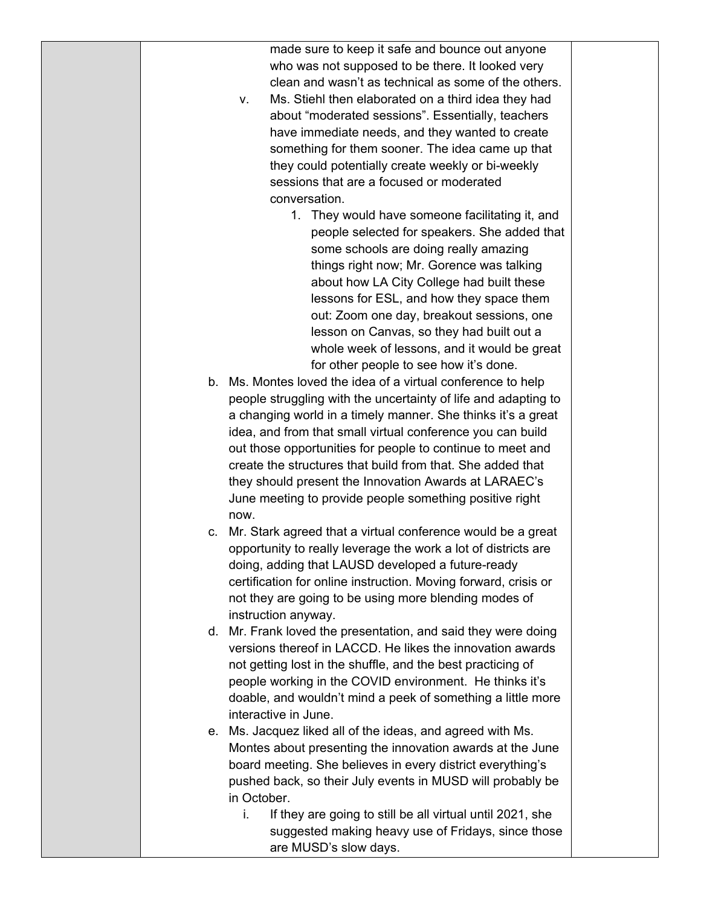| | made sure to keep it safe and bounce out anyone who was not supposed to be there. It looked very clean and wasn't as technical as some of the others.<br>v. Ms. Stiehl then elaborated on a third idea they had about "moderated sessions". Essentially, teachers have immediate needs, and they wanted to create something for them sooner. The idea came up that they could potentially create weekly or bi-weekly sessions that are a focused or moderated conversation.<br>1. They would have someone facilitating it, and people selected for speakers. She added that some schools are doing really amazing things right now; Mr. Gorence was talking about how LA City College had built these lessons for ESL, and how they space them out: Zoom one day, breakout sessions, one lesson on Canvas, so they had built out a whole week of lessons, and it would be great for other people to see how it's done.<br>b. Ms. Montes loved the idea of a virtual conference to help people struggling with the uncertainty of life and adapting to a changing world in a timely manner. She thinks it's a great idea, and from that small virtual conference you can build out those opportunities for people to continue to meet and create the structures that build from that. She added that they should present the Innovation Awards at LARAEC's June meeting to provide people something positive right now.<br>c. Mr. Stark agreed that a virtual conference would be a great opportunity to really leverage the work a lot of districts are doing, adding that LAUSD developed a future-ready certification for online instruction. Moving forward, crisis or not they are going to be using more blending modes of instruction anyway.<br>d. Mr. Frank loved the presentation, and said they were doing versions thereof in LACCD. He likes the innovation awards not getting lost in the shuffle, and the best practicing of people working in the COVID environment. He thinks it's doable, and wouldn't mind a peek of something a little more interactive in June.<br>e. Ms. Jacquez liked all of the ideas, and agreed with Ms. Montes about presenting the innovation awards at the June board meeting. She believes in every district everything's pushed back, so their July events in MUSD will probably be in October.<br>i. If they are going to still be all virtual until 2021, she suggested making heavy use of Fridays, since those are MUSD's slow days. | |
|---|---|---|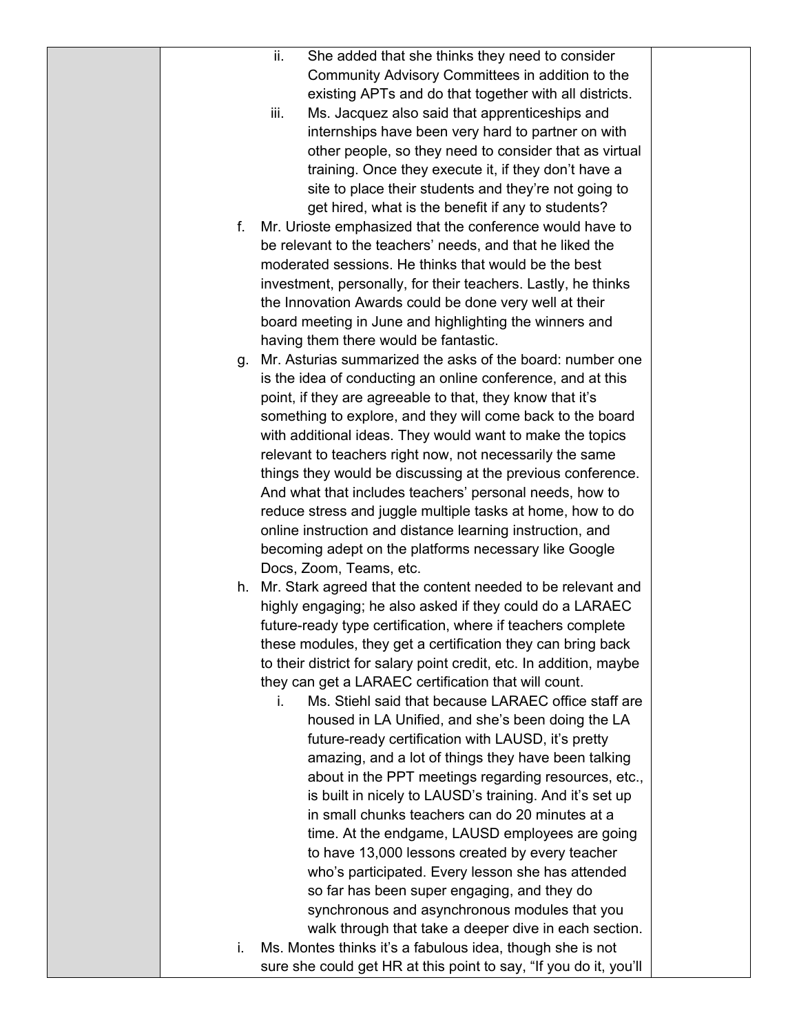ii. She added that she thinks they need to consider Community Advisory Committees in addition to the existing APTs and do that together with all districts.
  iii. Ms. Jacquez also said that apprenticeships and internships have been very hard to partner on with other people, so they need to consider that as virtual training. Once they execute it, if they don't have a site to place their students and they're not going to get hired, what is the benefit if any to students?

f. Mr. Urioste emphasized that the conference would have to be relevant to the teachers' needs, and that he liked the moderated sessions. He thinks that would be the best investment, personally, for their teachers. Lastly, he thinks the Innovation Awards could be done very well at their board meeting in June and highlighting the winners and having them there would be fantastic.

g. Mr. Asturias summarized the asks of the board: number one is the idea of conducting an online conference, and at this point, if they are agreeable to that, they know that it's something to explore, and they will come back to the board with additional ideas. They would want to make the topics relevant to teachers right now, not necessarily the same things they would be discussing at the previous conference. And what that includes teachers' personal needs, how to reduce stress and juggle multiple tasks at home, how to do online instruction and distance learning instruction, and becoming adept on the platforms necessary like Google Docs, Zoom, Teams, etc.

h. Mr. Stark agreed that the content needed to be relevant and highly engaging; he also asked if they could do a LARAEC future-ready type certification, where if teachers complete these modules, they get a certification they can bring back to their district for salary point credit, etc. In addition, maybe they can get a LARAEC certification that will count.
  i. Ms. Stiehl said that because LARAEC office staff are housed in LA Unified, and she's been doing the LA future-ready certification with LAUSD, it's pretty amazing, and a lot of things they have been talking about in the PPT meetings regarding resources, etc., is built in nicely to LAUSD's training. And it's set up in small chunks teachers can do 20 minutes at a time. At the endgame, LAUSD employees are going to have 13,000 lessons created by every teacher who's participated. Every lesson she has attended so far has been super engaging, and they do synchronous and asynchronous modules that you walk through that take a deeper dive in each section.

i. Ms. Montes thinks it's a fabulous idea, though she is not sure she could get HR at this point to say, "If you do it, you'll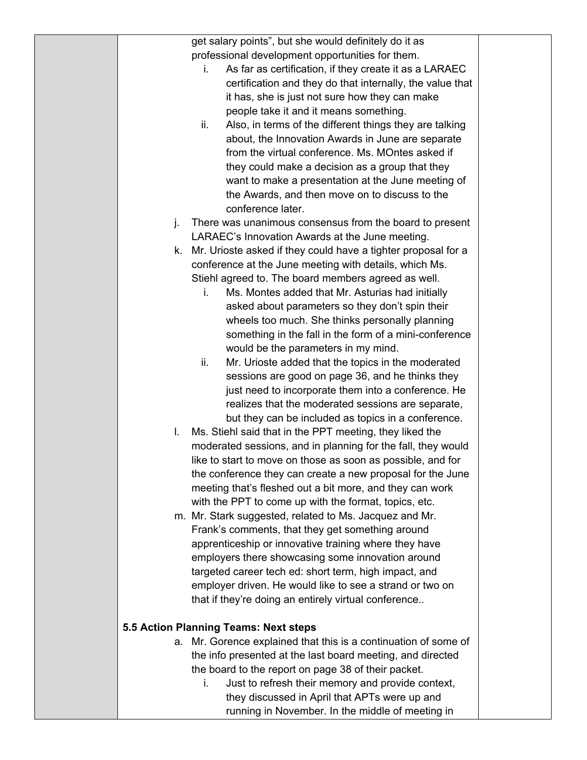get salary points", but she would definitely do it as professional development opportunities for them.

   i. As far as certification, if they create it as a LARAEC certification and they do that internally, the value that it has, she is just not sure how they can make people take it and it means something.
   ii. Also, in terms of the different things they are talking about, the Innovation Awards in June are separate from the virtual conference. Ms. MOntes asked if they could make a decision as a group that they want to make a presentation at the June meeting of the Awards, and then move on to discuss to the conference later.

j. There was unanimous consensus from the board to present LARAEC's Innovation Awards at the June meeting.

k. Mr. Urioste asked if they could have a tighter proposal for a conference at the June meeting with details, which Ms. Stiehl agreed to. The board members agreed as well.
   i. Ms. Montes added that Mr. Asturias had initially asked about parameters so they don't spin their wheels too much. She thinks personally planning something in the fall in the form of a mini-conference would be the parameters in my mind.
   ii. Mr. Urioste added that the topics in the moderated sessions are good on page 36, and he thinks they just need to incorporate them into a conference. He realizes that the moderated sessions are separate, but they can be included as topics in a conference.

l. Ms. Stiehl said that in the PPT meeting, they liked the moderated sessions, and in planning for the fall, they would like to start to move on those as soon as possible, and for the conference they can create a new proposal for the June meeting that's fleshed out a bit more, and they can work with the PPT to come up with the format, topics, etc.

m. Mr. Stark suggested, related to Ms. Jacquez and Mr. Frank's comments, that they get something around apprenticeship or innovative training where they have employers there showcasing some innovation around targeted career tech ed: short term, high impact, and employer driven. He would like to see a strand or two on that if they're doing an entirely virtual conference..

**5.5 Action Planning Teams: Next steps**

a. Mr. Gorence explained that this is a continuation of some of the info presented at the last board meeting, and directed the board to the report on page 38 of their packet.
   i. Just to refresh their memory and provide context, they discussed in April that APTs were up and running in November. In the middle of meeting in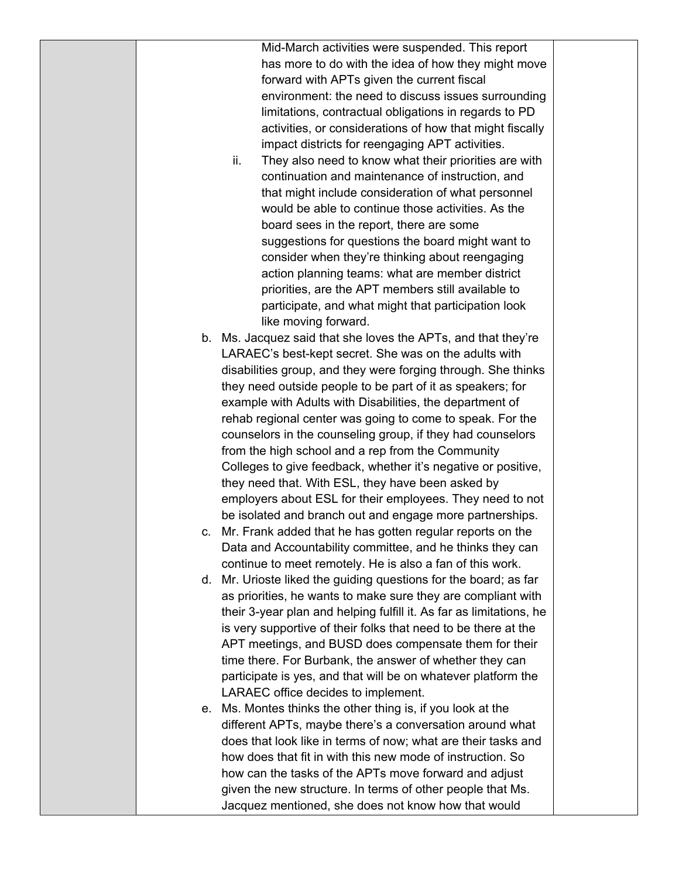Mid-March activities were suspended. This report has more to do with the idea of how they might move forward with APTs given the current fiscal environment: the need to discuss issues surrounding limitations, contractual obligations in regards to PD activities, or considerations of how that might fiscally impact districts for reengaging APT activities.

ii. They also need to know what their priorities are with continuation and maintenance of instruction, and that might include consideration of what personnel would be able to continue those activities. As the board sees in the report, there are some suggestions for questions the board might want to consider when they're thinking about reengaging action planning teams: what are member district priorities, are the APT members still available to participate, and what might that participation look like moving forward.

b. Ms. Jacquez said that she loves the APTs, and that they're LARAEC's best-kept secret. She was on the adults with disabilities group, and they were forging through. She thinks they need outside people to be part of it as speakers; for example with Adults with Disabilities, the department of rehab regional center was going to come to speak. For the counselors in the counseling group, if they had counselors from the high school and a rep from the Community Colleges to give feedback, whether it's negative or positive, they need that. With ESL, they have been asked by employers about ESL for their employees. They need to not be isolated and branch out and engage more partnerships.

c. Mr. Frank added that he has gotten regular reports on the Data and Accountability committee, and he thinks they can continue to meet remotely. He is also a fan of this work.

d. Mr. Urioste liked the guiding questions for the board; as far as priorities, he wants to make sure they are compliant with their 3-year plan and helping fulfill it. As far as limitations, he is very supportive of their folks that need to be there at the APT meetings, and BUSD does compensate them for their time there. For Burbank, the answer of whether they can participate is yes, and that will be on whatever platform the LARAEC office decides to implement.

e. Ms. Montes thinks the other thing is, if you look at the different APTs, maybe there's a conversation around what does that look like in terms of now; what are their tasks and how does that fit in with this new mode of instruction. So how can the tasks of the APTs move forward and adjust given the new structure. In terms of other people that Ms. Jacquez mentioned, she does not know how that would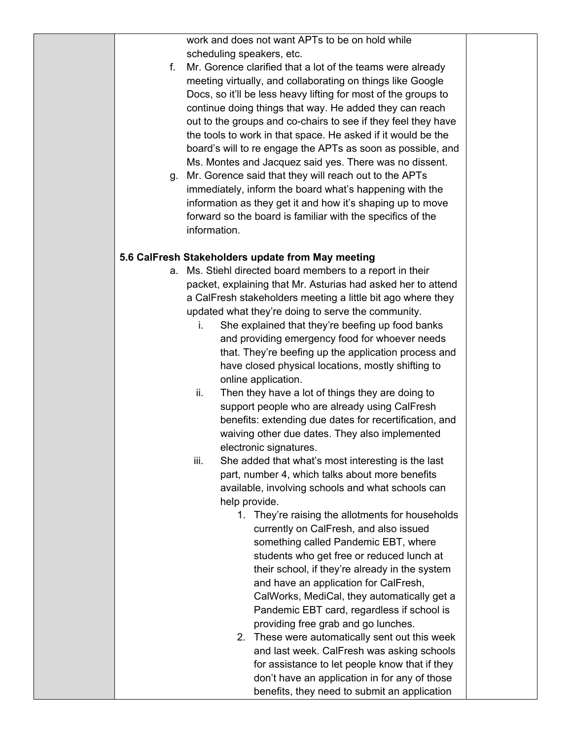work and does not want APTs to be on hold while scheduling speakers, etc.

f. Mr. Gorence clarified that a lot of the teams were already meeting virtually, and collaborating on things like Google Docs, so it'll be less heavy lifting for most of the groups to continue doing things that way. He added they can reach out to the groups and co-chairs to see if they feel they have the tools to work in that space. He asked if it would be the board's will to re engage the APTs as soon as possible, and Ms. Montes and Jacquez said yes. There was no dissent.

g. Mr. Gorence said that they will reach out to the APTs immediately, inform the board what's happening with the information as they get it and how it's shaping up to move forward so the board is familiar with the specifics of the information.

**5.6 CalFresh Stakeholders update from May meeting**

a. Ms. Stiehl directed board members to a report in their packet, explaining that Mr. Asturias had asked her to attend a CalFresh stakeholders meeting a little bit ago where they updated what they're doing to serve the community.

   i. She explained that they're beefing up food banks and providing emergency food for whoever needs that. They're beefing up the application process and have closed physical locations, mostly shifting to online application.

   ii. Then they have a lot of things they are doing to support people who are already using CalFresh benefits: extending due dates for recertification, and waiving other due dates. They also implemented electronic signatures.

   iii. She added that what's most interesting is the last part, number 4, which talks about more benefits available, involving schools and what schools can help provide.

      1. They're raising the allotments for households currently on CalFresh, and also issued something called Pandemic EBT, where students who get free or reduced lunch at their school, if they're already in the system and have an application for CalFresh, CalWorks, MediCal, they automatically get a Pandemic EBT card, regardless if school is providing free grab and go lunches.

      2. These were automatically sent out this week and last week. CalFresh was asking schools for assistance to let people know that if they don't have an application in for any of those benefits, they need to submit an application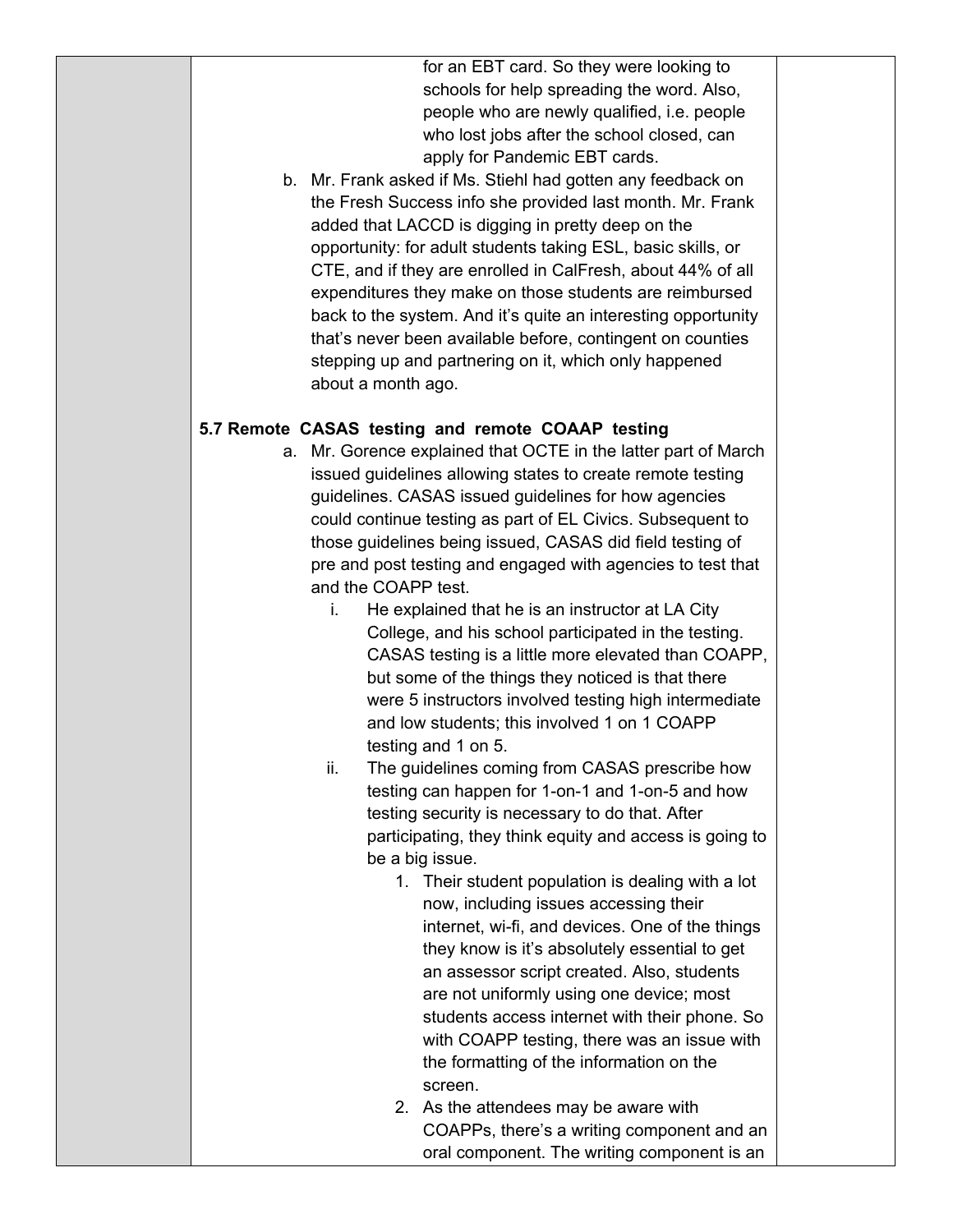for an EBT card. So they were looking to schools for help spreading the word. Also, people who are newly qualified, i.e. people who lost jobs after the school closed, can apply for Pandemic EBT cards.

b. Mr. Frank asked if Ms. Stiehl had gotten any feedback on the Fresh Success info she provided last month. Mr. Frank added that LACCD is digging in pretty deep on the opportunity: for adult students taking ESL, basic skills, or CTE, and if they are enrolled in CalFresh, about 44% of all expenditures they make on those students are reimbursed back to the system. And it's quite an interesting opportunity that's never been available before, contingent on counties stepping up and partnering on it, which only happened about a month ago.

**5.7 Remote CASAS testing and remote COAAP testing**

a. Mr. Gorence explained that OCTE in the latter part of March issued guidelines allowing states to create remote testing guidelines. CASAS issued guidelines for how agencies could continue testing as part of EL Civics. Subsequent to those guidelines being issued, CASAS did field testing of pre and post testing and engaged with agencies to test that and the COAPP test.

   i. He explained that he is an instructor at LA City College, and his school participated in the testing. CASAS testing is a little more elevated than COAPP, but some of the things they noticed is that there were 5 instructors involved testing high intermediate and low students; this involved 1 on 1 COAPP testing and 1 on 5.

   ii. The guidelines coming from CASAS prescribe how testing can happen for 1-on-1 and 1-on-5 and how testing security is necessary to do that. After participating, they think equity and access is going to be a big issue.

      1. Their student population is dealing with a lot now, including issues accessing their internet, wi-fi, and devices. One of the things they know is it's absolutely essential to get an assessor script created. Also, students are not uniformly using one device; most students access internet with their phone. So with COAPP testing, there was an issue with the formatting of the information on the screen.

      2. As the attendees may be aware with COAPPs, there's a writing component and an oral component. The writing component is an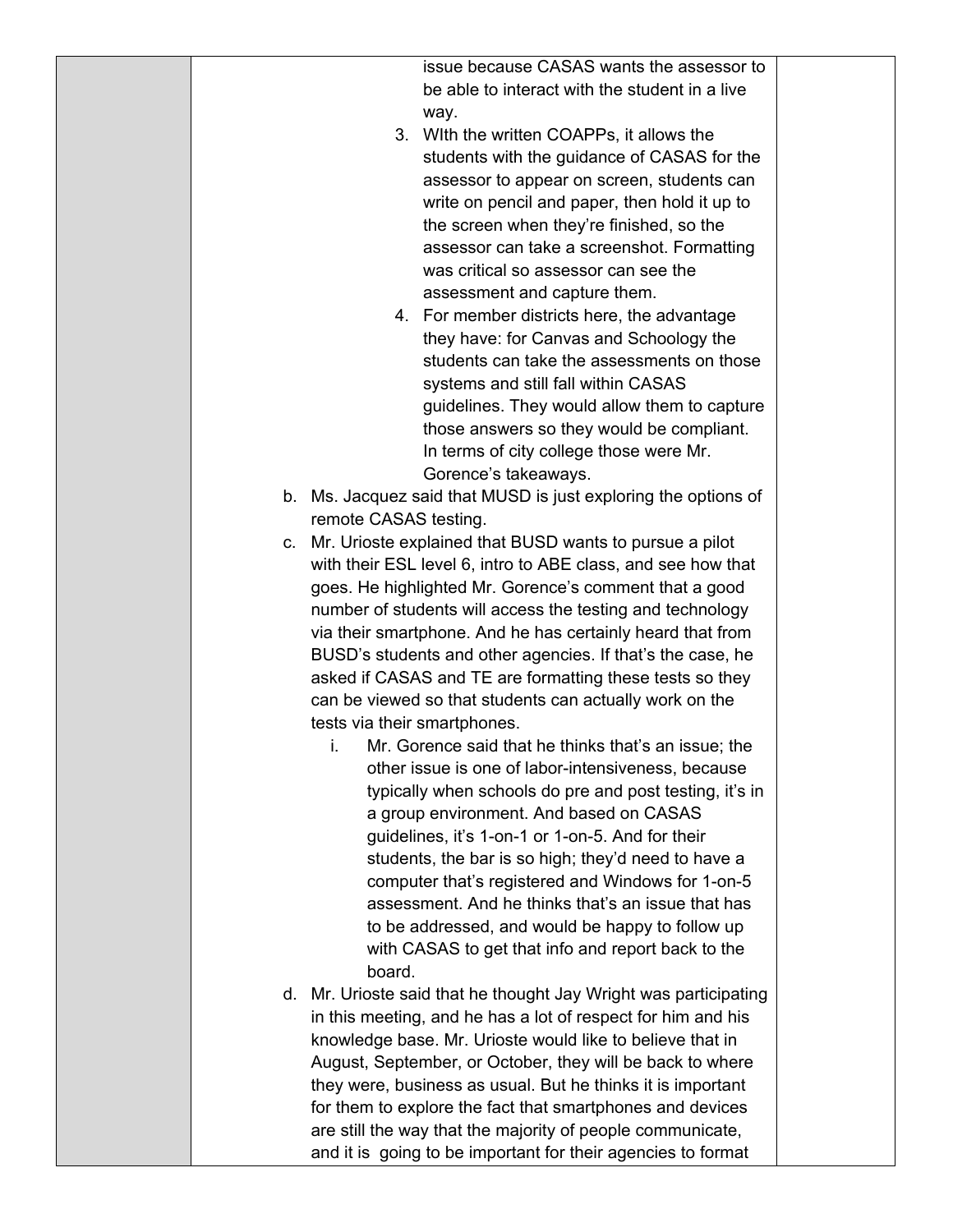issue because CASAS wants the assessor to be able to interact with the student in a live way.

3. WIth the written COAPPs, it allows the students with the guidance of CASAS for the assessor to appear on screen, students can write on pencil and paper, then hold it up to the screen when they're finished, so the assessor can take a screenshot. Formatting was critical so assessor can see the assessment and capture them.
4. For member districts here, the advantage they have: for Canvas and Schoology the students can take the assessments on those systems and still fall within CASAS guidelines. They would allow them to capture those answers so they would be compliant. In terms of city college those were Mr. Gorence's takeaways.

b. Ms. Jacquez said that MUSD is just exploring the options of remote CASAS testing.

c. Mr. Urioste explained that BUSD wants to pursue a pilot with their ESL level 6, intro to ABE class, and see how that goes. He highlighted Mr. Gorence's comment that a good number of students will access the testing and technology via their smartphone. And he has certainly heard that from BUSD's students and other agencies. If that's the case, he asked if CASAS and TE are formatting these tests so they can be viewed so that students can actually work on the tests via their smartphones.

   i. Mr. Gorence said that he thinks that's an issue; the other issue is one of labor-intensiveness, because typically when schools do pre and post testing, it's in a group environment. And based on CASAS guidelines, it's 1-on-1 or 1-on-5. And for their students, the bar is so high; they'd need to have a computer that's registered and Windows for 1-on-5 assessment. And he thinks that's an issue that has to be addressed, and would be happy to follow up with CASAS to get that info and report back to the board.

d. Mr. Urioste said that he thought Jay Wright was participating in this meeting, and he has a lot of respect for him and his knowledge base. Mr. Urioste would like to believe that in August, September, or October, they will be back to where they were, business as usual. But he thinks it is important for them to explore the fact that smartphones and devices are still the way that the majority of people communicate, and it is going to be important for their agencies to format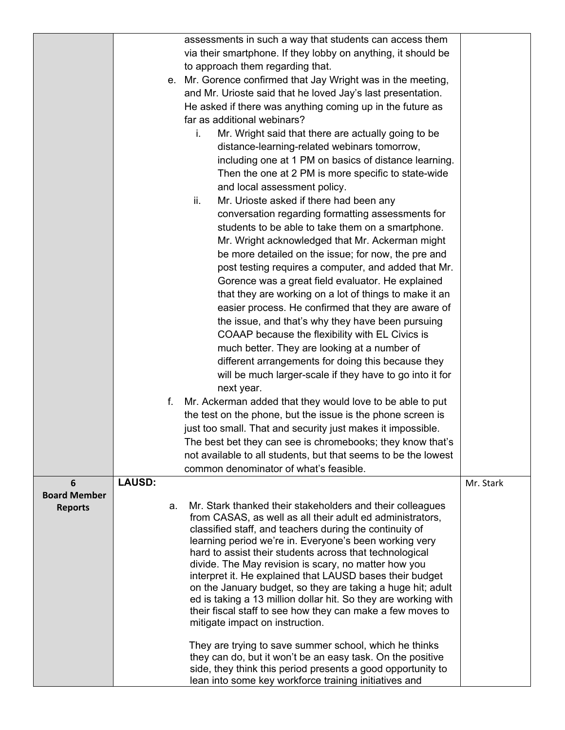| | | |
|---|---|---|
| | assessments in such a way that students can access them via their smartphone. If they lobby on anything, it should be to approach them regarding that.<br>e. Mr. Gorence confirmed that Jay Wright was in the meeting, and Mr. Urioste said that he loved Jay's last presentation. He asked if there was anything coming up in the future as far as additional webinars?<br>i. Mr. Wright said that there are actually going to be distance-learning-related webinars tomorrow, including one at 1 PM on basics of distance learning. Then the one at 2 PM is more specific to state-wide and local assessment policy.<br>ii. Mr. Urioste asked if there had been any conversation regarding formatting assessments for students to be able to take them on a smartphone. Mr. Wright acknowledged that Mr. Ackerman might be more detailed on the issue; for now, the pre and post testing requires a computer, and added that Mr. Gorence was a great field evaluator. He explained that they are working on a lot of things to make it an easier process. He confirmed that they are aware of the issue, and that's why they have been pursuing COAAP because the flexibility with EL Civics is much better. They are looking at a number of different arrangements for doing this because they will be much larger-scale if they have to go into it for next year.<br>f. Mr. Ackerman added that they would love to be able to put the test on the phone, but the issue is the phone screen is just too small. That and security just makes it impossible. The best bet they can see is chromebooks; they know that's not available to all students, but that seems to be the lowest common denominator of what's feasible. | |
| **6 Board Member Reports** | **LAUSD:**<br>a. Mr. Stark thanked their stakeholders and their colleagues from CASAS, as well as all their adult ed administrators, classified staff, and teachers during the continuity of learning period we're in. Everyone's been working very hard to assist their students across that technological divide. The May revision is scary, no matter how you interpret it. He explained that LAUSD bases their budget on the January budget, so they are taking a huge hit; adult ed is taking a 13 million dollar hit. So they are working with their fiscal staff to see how they can make a few moves to mitigate impact on instruction.<br><br>They are trying to save summer school, which he thinks they can do, but it won't be an easy task. On the positive side, they think this period presents a good opportunity to lean into some key workforce training initiatives and | Mr. Stark |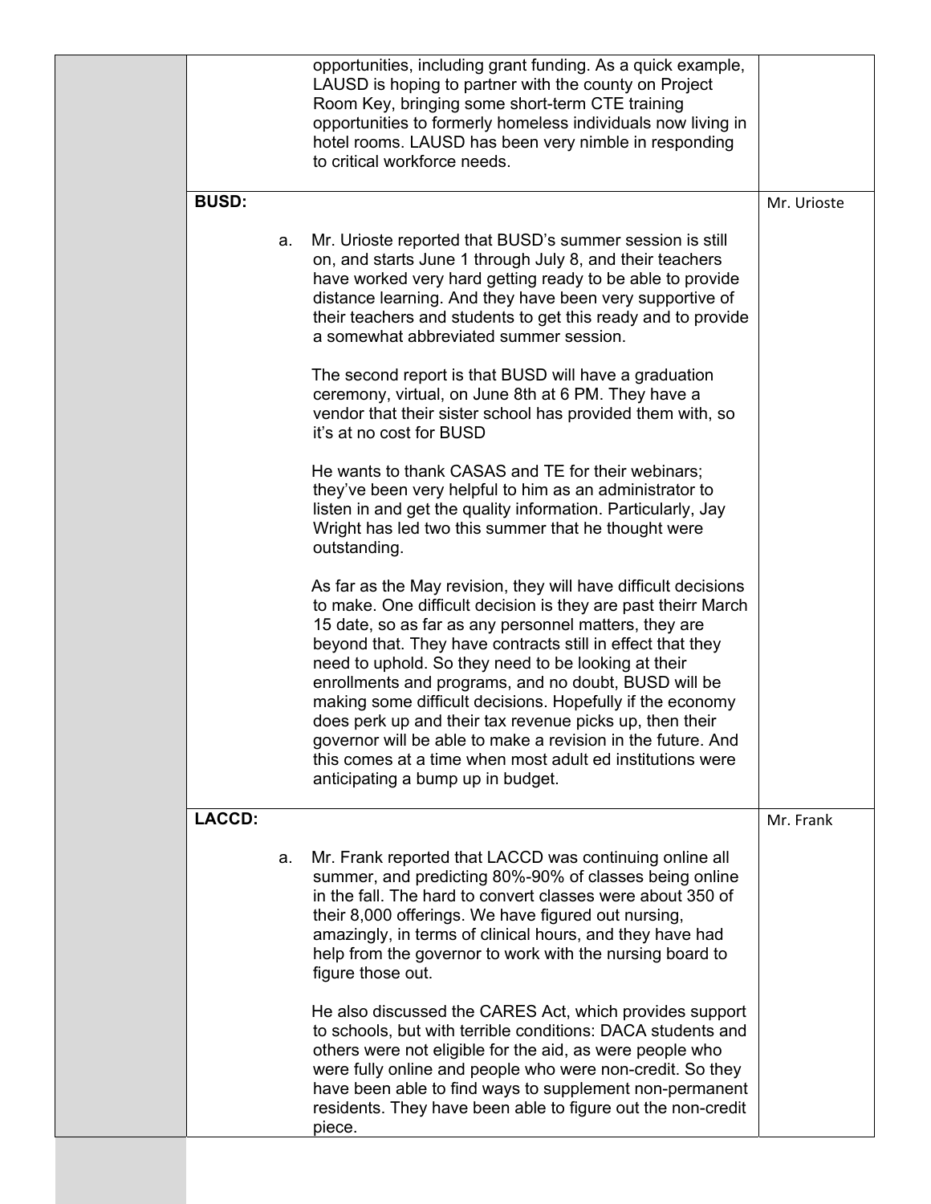| | | |
|---|---|---|
| | opportunities, including grant funding. As a quick example, LAUSD is hoping to partner with the county on Project Room Key, bringing some short-term CTE training opportunities to formerly homeless individuals now living in hotel rooms. LAUSD has been very nimble in responding to critical workforce needs. | |
| | **BUSD:**<br><br>a. Mr. Urioste reported that BUSD's summer session is still on, and starts June 1 through July 8, and their teachers have worked very hard getting ready to be able to provide distance learning. And they have been very supportive of their teachers and students to get this ready and to provide a somewhat abbreviated summer session.<br><br>The second report is that BUSD will have a graduation ceremony, virtual, on June 8th at 6 PM. They have a vendor that their sister school has provided them with, so it's at no cost for BUSD<br><br>He wants to thank CASAS and TE for their webinars; they've been very helpful to him as an administrator to listen in and get the quality information. Particularly, Jay Wright has led two this summer that he thought were outstanding.<br><br>As far as the May revision, they will have difficult decisions to make. One difficult decision is they are past theirr March 15 date, so as far as any personnel matters, they are beyond that. They have contracts still in effect that they need to uphold. So they need to be looking at their enrollments and programs, and no doubt, BUSD will be making some difficult decisions. Hopefully if the economy does perk up and their tax revenue picks up, then their governor will be able to make a revision in the future. And this comes at a time when most adult ed institutions were anticipating a bump up in budget. | Mr. Urioste |
| | **LACCD:**<br><br>a. Mr. Frank reported that LACCD was continuing online all summer, and predicting 80%-90% of classes being online in the fall. The hard to convert classes were about 350 of their 8,000 offerings. We have figured out nursing, amazingly, in terms of clinical hours, and they have had help from the governor to work with the nursing board to figure those out.<br><br>He also discussed the CARES Act, which provides support to schools, but with terrible conditions: DACA students and others were not eligible for the aid, as were people who were fully online and people who were non-credit. So they have been able to find ways to supplement non-permanent residents. They have been able to figure out the non-credit piece. | Mr. Frank |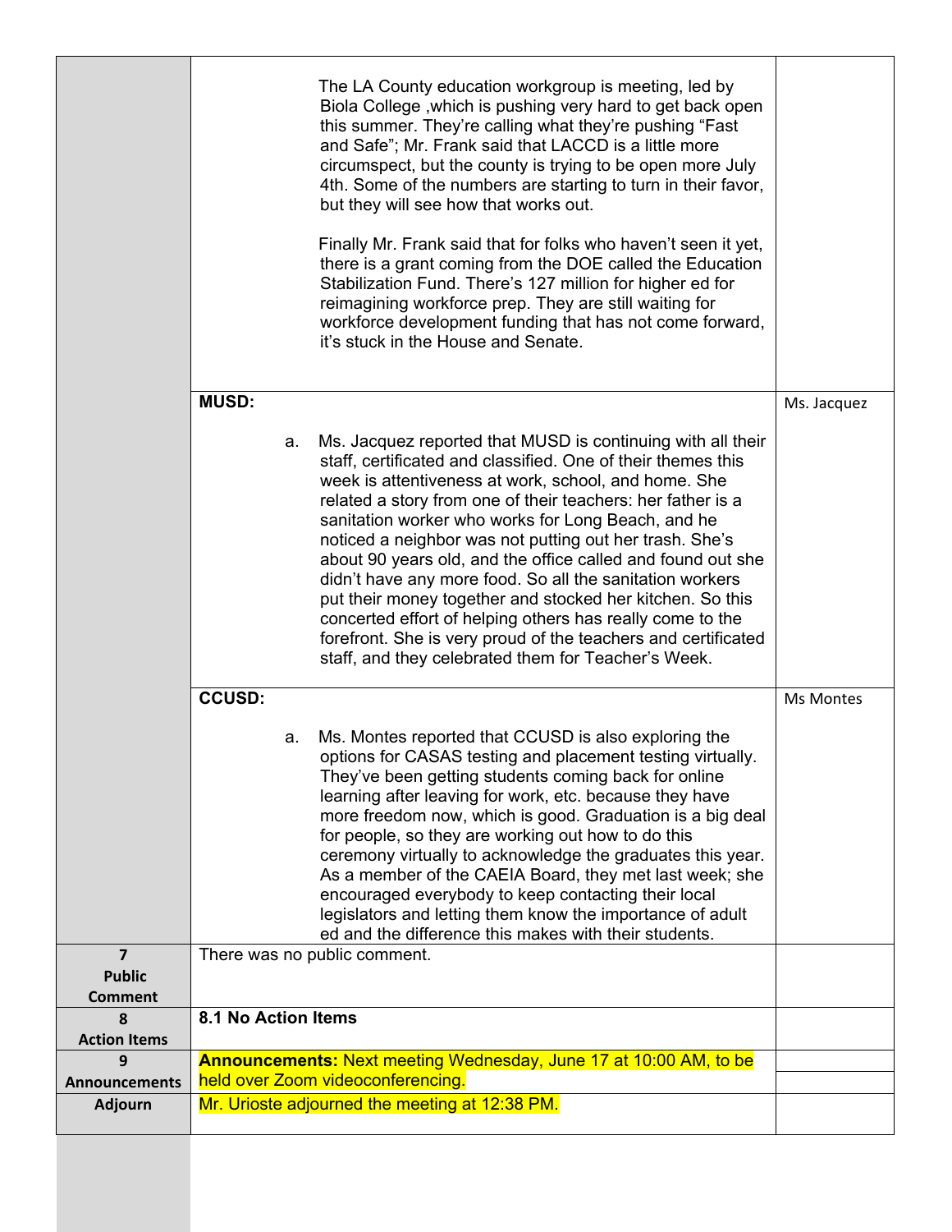| | | |
|---|---|---|
| | The LA County education workgroup is meeting, led by Biola College ,which is pushing very hard to get back open this summer. They're calling what they're pushing "Fast and Safe"; Mr. Frank said that LACCD is a little more circumspect, but the county is trying to be open more July 4th. Some of the numbers are starting to turn in their favor, but they will see how that works out.<br><br>Finally Mr. Frank said that for folks who haven't seen it yet, there is a grant coming from the DOE called the Education Stabilization Fund. There's 127 million for higher ed for reimagining workforce prep. They are still waiting for workforce development funding that has not come forward, it's stuck in the House and Senate. | |
| | **MUSD:**<br><br>a. Ms. Jacquez reported that MUSD is continuing with all their staff, certificated and classified. One of their themes this week is attentiveness at work, school, and home. She related a story from one of their teachers: her father is a sanitation worker who works for Long Beach, and he noticed a neighbor was not putting out her trash. She's about 90 years old, and the office called and found out she didn't have any more food. So all the sanitation workers put their money together and stocked her kitchen. So this concerted effort of helping others has really come to the forefront. She is very proud of the teachers and certificated staff, and they celebrated them for Teacher's Week. | Ms. Jacquez |
| | **CCUSD:**<br><br>a. Ms. Montes reported that CCUSD is also exploring the options for CASAS testing and placement testing virtually. They've been getting students coming back for online learning after leaving for work, etc. because they have more freedom now, which is good. Graduation is a big deal for people, so they are working out how to do this ceremony virtually to acknowledge the graduates this year. As a member of the CAEIA Board, they met last week; she encouraged everybody to keep contacting their local legislators and letting them know the importance of adult ed and the difference this makes with their students. | Ms Montes |
| **7 Public Comment** | There was no public comment. | |
| **8 Action Items** | **8.1 No Action Items** | |
| **9 Announcements** | **Announcements:** Next meeting Wednesday, June 17 at 10:00 AM, to be held over Zoom videoconferencing. | |
| **Adjourn** | Mr. Urioste adjourned the meeting at 12:38 PM. | |